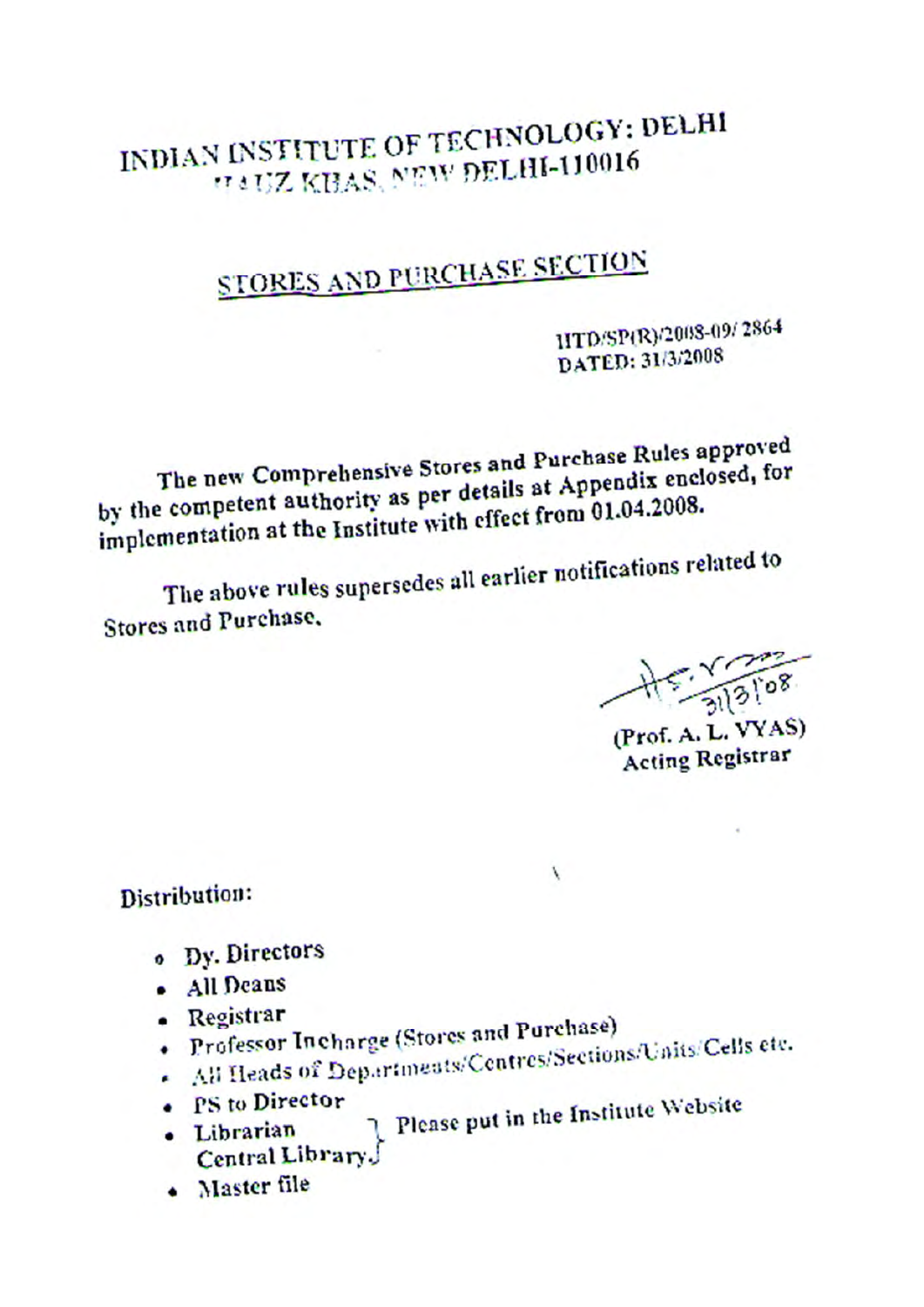# INDIAN INSTITUTE OF TECHNOLOGY: DELHI
## HAUZ KHAS, NEW DELHI-110016

## STORES AND PURCHASE SECTION

IITD/SP(R)/2008-09/ 2864
DATED: 31/3/2008

The new Comprehensive Stores and Purchase Rules approved by the competent authority as per details at Appendix enclosed, for implementation at the Institute with effect from 01.04.2008.

The above rules supersedes all earlier notifications related to Stores and Purchase.

31/3/08
(Prof. A. L. VYAS)
Acting Registrar

Distribution:

- Dy. Directors
- All Deans
- Registrar
- Professor Incharge (Stores and Purchase)
- All Heads of Departments/Centres/Sections/Units/Cells etc.
- PS to Director
- Librarian Central Library } Please put in the Institute Website
- Master file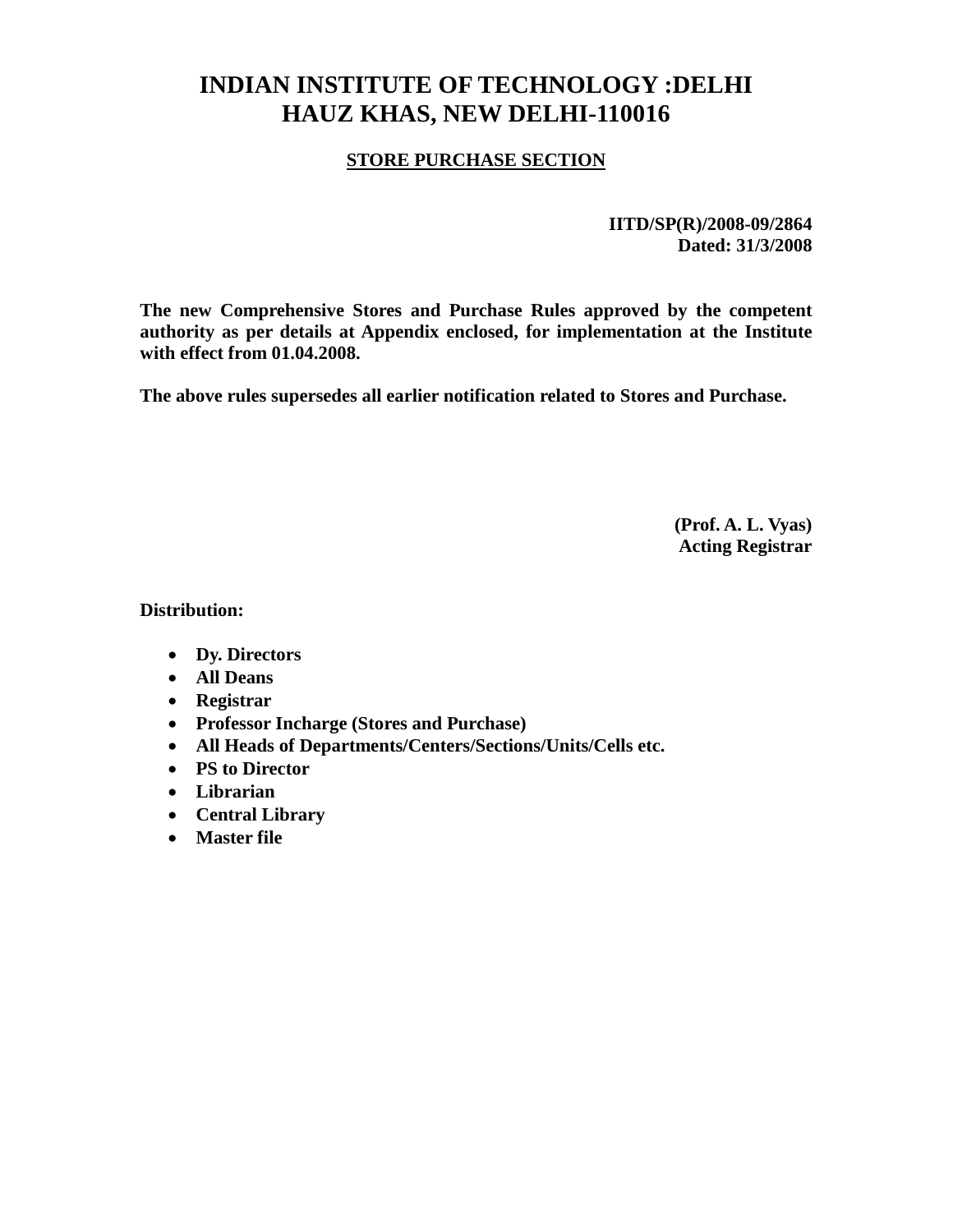# INDIAN INSTITUTE OF TECHNOLOGY :DELHI
# HAUZ KHAS, NEW DELHI-110016

## STORE PURCHASE SECTION

**IITD/SP(R)/2008-09/2864**
**Dated: 31/3/2008**

**The new Comprehensive Stores and Purchase Rules approved by the competent authority as per details at Appendix enclosed, for implementation at the Institute with effect from 01.04.2008.**

**The above rules supersedes all earlier notification related to Stores and Purchase.**

**(Prof. A. L. Vyas)**
**Acting Registrar**

**Distribution:**

- **Dy. Directors**
- **All Deans**
- **Registrar**
- **Professor Incharge (Stores and Purchase)**
- **All Heads of Departments/Centers/Sections/Units/Cells etc.**
- **PS to Director**
- **Librarian**
- **Central Library**
- **Master file**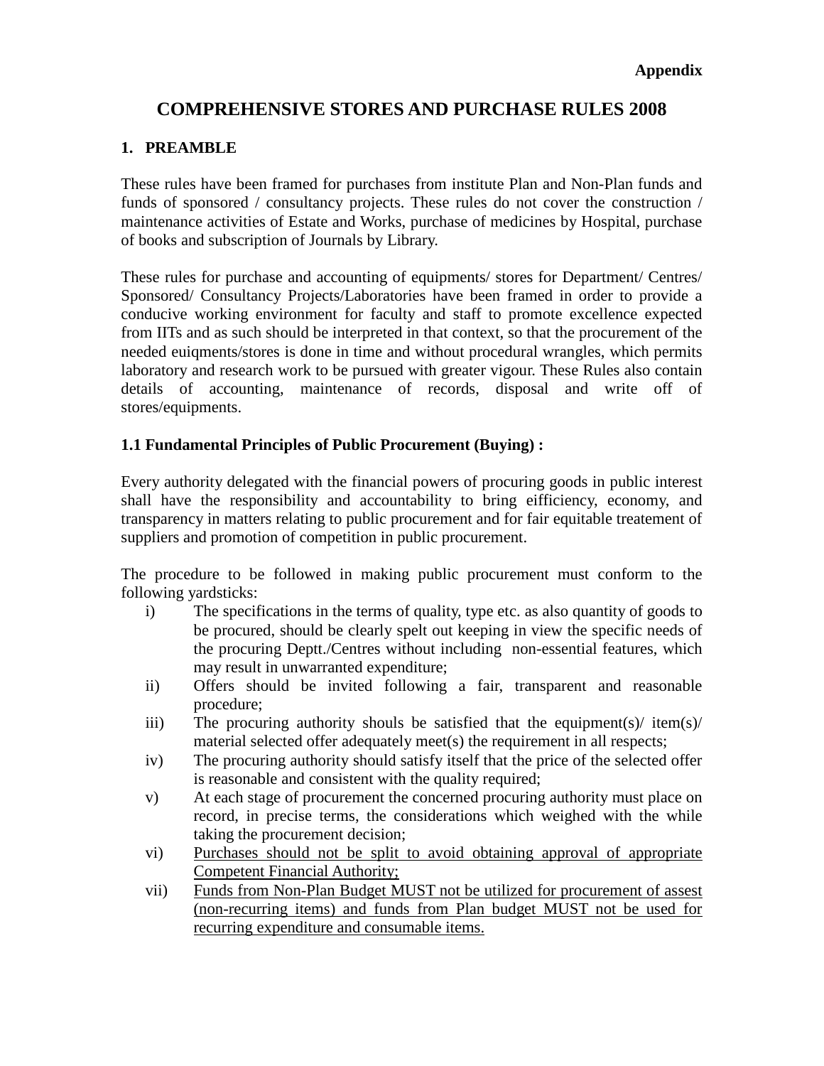**Appendix**

# COMPREHENSIVE STORES AND PURCHASE RULES 2008

## 1. PREAMBLE

These rules have been framed for purchases from institute Plan and Non-Plan funds and funds of sponsored / consultancy projects. These rules do not cover the construction / maintenance activities of Estate and Works, purchase of medicines by Hospital, purchase of books and subscription of Journals by Library.

These rules for purchase and accounting of equipments/ stores for Department/ Centres/ Sponsored/ Consultancy Projects/Laboratories have been framed in order to provide a conducive working environment for faculty and staff to promote excellence expected from IITs and as such should be interpreted in that context, so that the procurement of the needed euiqments/stores is done in time and without procedural wrangles, which permits laboratory and research work to be pursued with greater vigour. These Rules also contain details of accounting, maintenance of records, disposal and write off of stores/equipments.

### 1.1 Fundamental Principles of Public Procurement (Buying) :

Every authority delegated with the financial powers of procuring goods in public interest shall have the responsibility and accountability to bring eifficiency, economy, and transparency in matters relating to public procurement and for fair equitable treatement of suppliers and promotion of competition in public procurement.

The procedure to be followed in making public procurement must conform to the following yardsticks:

i) The specifications in the terms of quality, type etc. as also quantity of goods to be procured, should be clearly spelt out keeping in view the specific needs of the procuring Deptt./Centres without including non-essential features, which may result in unwarranted expenditure;

ii) Offers should be invited following a fair, transparent and reasonable procedure;

iii) The procuring authority shouls be satisfied that the equipment(s)/ item(s)/ material selected offer adequately meet(s) the requirement in all respects;

iv) The procuring authority should satisfy itself that the price of the selected offer is reasonable and consistent with the quality required;

v) At each stage of procurement the concerned procuring authority must place on record, in precise terms, the considerations which weighed with the while taking the procurement decision;

vi) <u>Purchases should not be split to avoid obtaining approval of appropriate Competent Financial Authority;</u>

vii) <u>Funds from Non-Plan Budget MUST not be utilized for procurement of assest (non-recurring items) and funds from Plan budget MUST not be used for recurring expenditure and consumable items.</u>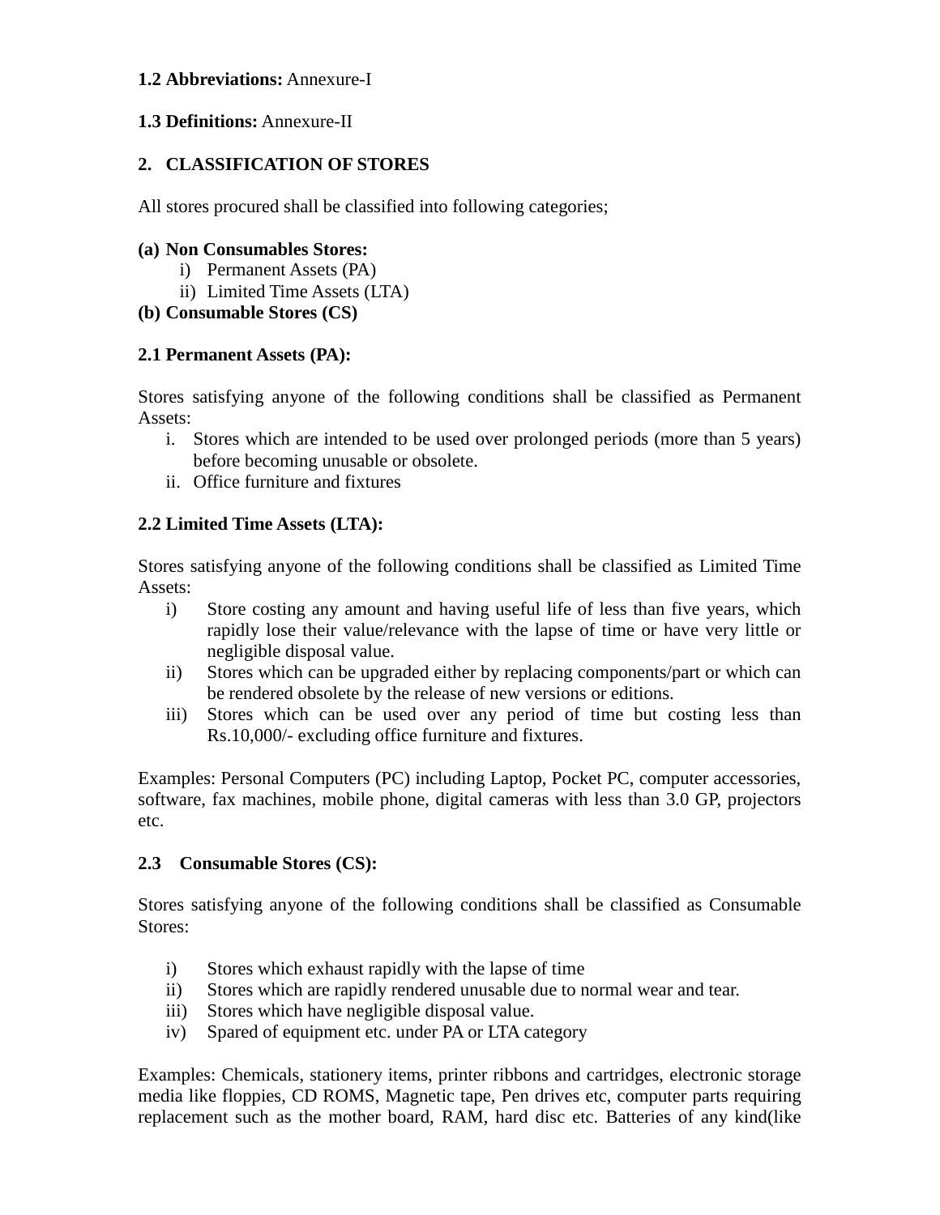**1.2 Abbreviations:** Annexure-I

**1.3 Definitions:** Annexure-II

## 2. CLASSIFICATION OF STORES

All stores procured shall be classified into following categories;

**(a) Non Consumables Stores:**

i) Permanent Assets (PA)

ii) Limited Time Assets (LTA)

**(b) Consumable Stores (CS)**

### 2.1 Permanent Assets (PA):

Stores satisfying anyone of the following conditions shall be classified as Permanent Assets:

i. Stores which are intended to be used over prolonged periods (more than 5 years) before becoming unusable or obsolete.

ii. Office furniture and fixtures

### 2.2 Limited Time Assets (LTA):

Stores satisfying anyone of the following conditions shall be classified as Limited Time Assets:

i) Store costing any amount and having useful life of less than five years, which rapidly lose their value/relevance with the lapse of time or have very little or negligible disposal value.

ii) Stores which can be upgraded either by replacing components/part or which can be rendered obsolete by the release of new versions or editions.

iii) Stores which can be used over any period of time but costing less than Rs.10,000/- excluding office furniture and fixtures.

Examples: Personal Computers (PC) including Laptop, Pocket PC, computer accessories, software, fax machines, mobile phone, digital cameras with less than 3.0 GP, projectors etc.

### 2.3 Consumable Stores (CS):

Stores satisfying anyone of the following conditions shall be classified as Consumable Stores:

i) Stores which exhaust rapidly with the lapse of time

ii) Stores which are rapidly rendered unusable due to normal wear and tear.

iii) Stores which have negligible disposal value.

iv) Spared of equipment etc. under PA or LTA category

Examples: Chemicals, stationery items, printer ribbons and cartridges, electronic storage media like floppies, CD ROMS, Magnetic tape, Pen drives etc, computer parts requiring replacement such as the mother board, RAM, hard disc etc. Batteries of any kind(like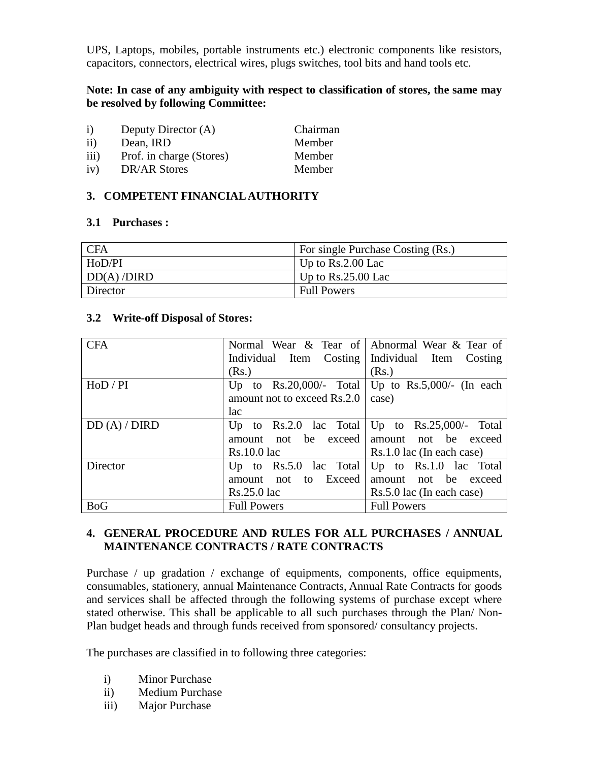UPS, Laptops, mobiles, portable instruments etc.) electronic components like resistors, capacitors, connectors, electrical wires, plugs switches, tool bits and hand tools etc.

**Note: In case of any ambiguity with respect to classification of stores, the same may be resolved by following Committee:**

| | | |
|---|---|---|
| i) | Deputy Director (A) | Chairman |
| ii) | Dean, IRD | Member |
| iii) | Prof. in charge (Stores) | Member |
| iv) | DR/AR Stores | Member |

### 3. COMPETENT FINANCIAL AUTHORITY

#### 3.1 Purchases :

| CFA | For single Purchase Costing (Rs.) |
|---|---|
| HoD/PI | Up to Rs.2.00 Lac |
| DD(A) /DIRD | Up to Rs.25.00 Lac |
| Director | Full Powers |

#### 3.2 Write-off Disposal of Stores:

| CFA | Normal Wear & Tear of Individual Item Costing (Rs.) | Abnormal Wear & Tear of Individual Item Costing (Rs.) |
|---|---|---|
| HoD / PI | Up to Rs.20,000/- Total amount not to exceed Rs.2.0 lac | Up to Rs.5,000/- (In each case) |
| DD (A) / DIRD | Up to Rs.2.0 lac Total amount not be exceed Rs.10.0 lac | Up to Rs.25,000/- Total amount not be exceed Rs.1.0 lac (In each case) |
| Director | Up to Rs.5.0 lac Total amount not to Exceed Rs.25.0 lac | Up to Rs.1.0 lac Total amount not be exceed Rs.5.0 lac (In each case) |
| BoG | Full Powers | Full Powers |

### 4. GENERAL PROCEDURE AND RULES FOR ALL PURCHASES / ANNUAL MAINTENANCE CONTRACTS / RATE CONTRACTS

Purchase / up gradation / exchange of equipments, components, office equipments, consumables, stationery, annual Maintenance Contracts, Annual Rate Contracts for goods and services shall be affected through the following systems of purchase except where stated otherwise. This shall be applicable to all such purchases through the Plan/ Non-Plan budget heads and through funds received from sponsored/ consultancy projects.

The purchases are classified in to following three categories:

i) Minor Purchase
ii) Medium Purchase
iii) Major Purchase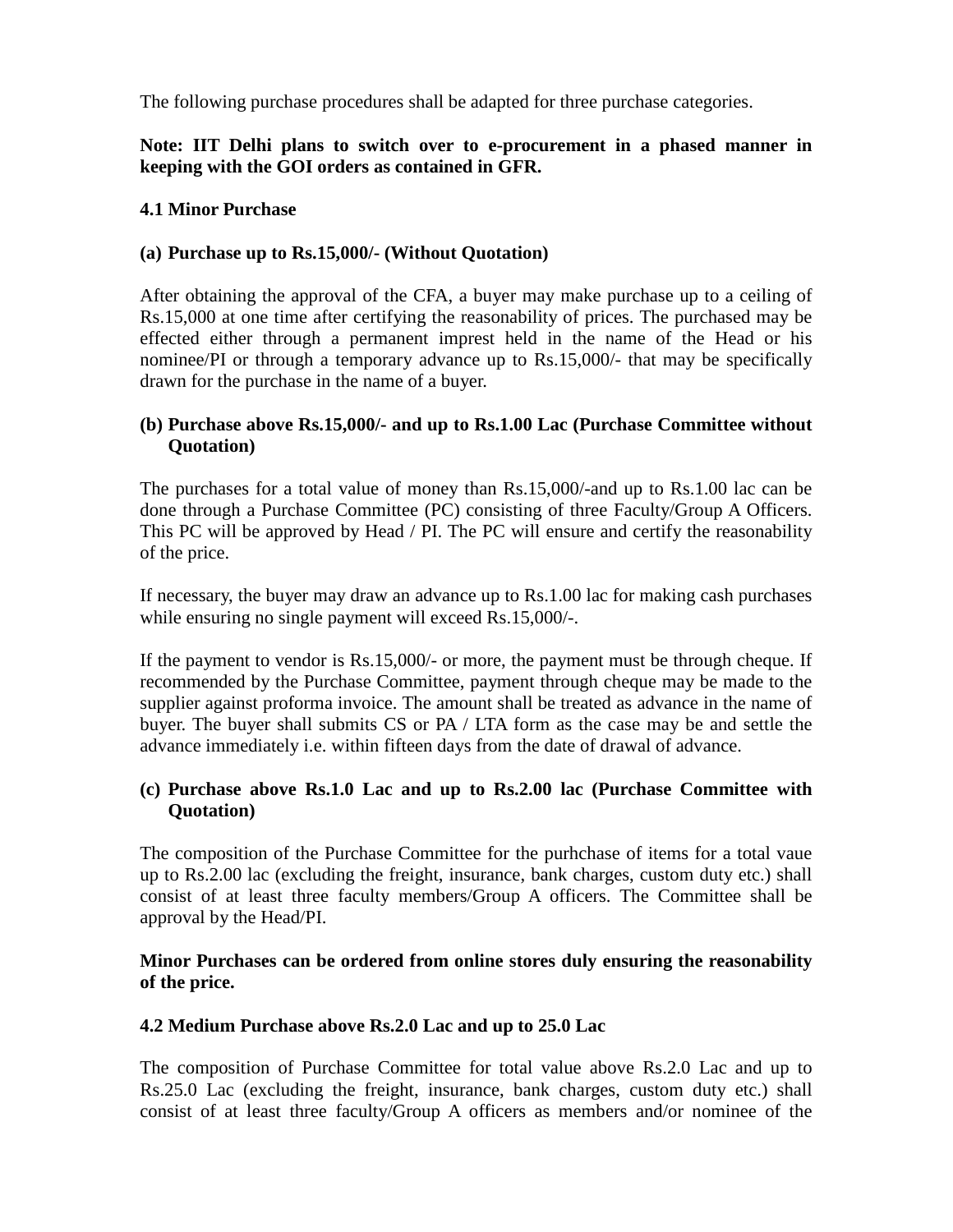The following purchase procedures shall be adapted for three purchase categories.

**Note: IIT Delhi plans to switch over to e-procurement in a phased manner in keeping with the GOI orders as contained in GFR.**

**4.1 Minor Purchase**

**(a) Purchase up to Rs.15,000/- (Without Quotation)**

After obtaining the approval of the CFA, a buyer may make purchase up to a ceiling of Rs.15,000 at one time after certifying the reasonability of prices. The purchased may be effected either through a permanent imprest held in the name of the Head or his nominee/PI or through a temporary advance up to Rs.15,000/- that may be specifically drawn for the purchase in the name of a buyer.

**(b) Purchase above Rs.15,000/- and up to Rs.1.00 Lac (Purchase Committee without Quotation)**

The purchases for a total value of money than Rs.15,000/-and up to Rs.1.00 lac can be done through a Purchase Committee (PC) consisting of three Faculty/Group A Officers. This PC will be approved by Head / PI. The PC will ensure and certify the reasonability of the price.

If necessary, the buyer may draw an advance up to Rs.1.00 lac for making cash purchases while ensuring no single payment will exceed Rs.15,000/-.

If the payment to vendor is Rs.15,000/- or more, the payment must be through cheque. If recommended by the Purchase Committee, payment through cheque may be made to the supplier against proforma invoice. The amount shall be treated as advance in the name of buyer. The buyer shall submits CS or PA / LTA form as the case may be and settle the advance immediately i.e. within fifteen days from the date of drawal of advance.

**(c) Purchase above Rs.1.0 Lac and up to Rs.2.00 lac (Purchase Committee with Quotation)**

The composition of the Purchase Committee for the purhchase of items for a total vaue up to Rs.2.00 lac (excluding the freight, insurance, bank charges, custom duty etc.) shall consist of at least three faculty members/Group A officers. The Committee shall be approval by the Head/PI.

**Minor Purchases can be ordered from online stores duly ensuring the reasonability of the price.**

**4.2 Medium Purchase above Rs.2.0 Lac and up to 25.0 Lac**

The composition of Purchase Committee for total value above Rs.2.0 Lac and up to Rs.25.0 Lac (excluding the freight, insurance, bank charges, custom duty etc.) shall consist of at least three faculty/Group A officers as members and/or nominee of the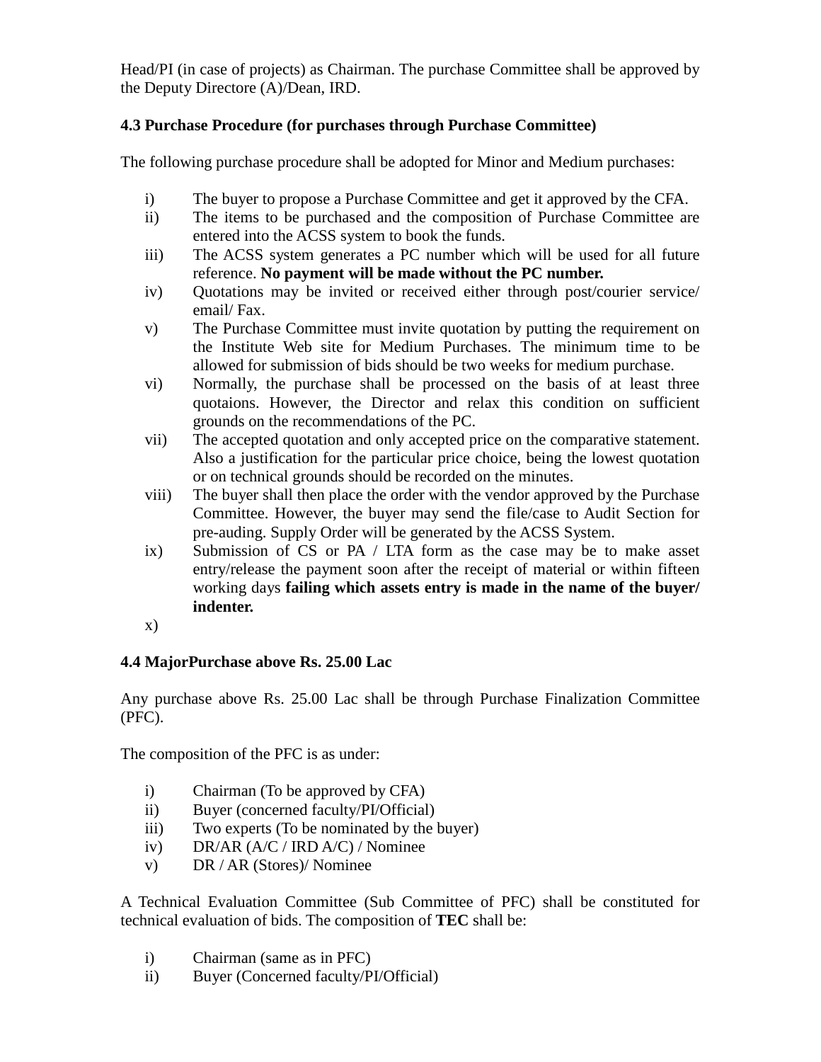Head/PI (in case of projects) as Chairman. The purchase Committee shall be approved by the Deputy Directore (A)/Dean, IRD.

### 4.3 Purchase Procedure (for purchases through Purchase Committee)

The following purchase procedure shall be adopted for Minor and Medium purchases:

i) The buyer to propose a Purchase Committee and get it approved by the CFA.
ii) The items to be purchased and the composition of Purchase Committee are entered into the ACSS system to book the funds.
iii) The ACSS system generates a PC number which will be used for all future reference. **No payment will be made without the PC number.**
iv) Quotations may be invited or received either through post/courier service/ email/ Fax.
v) The Purchase Committee must invite quotation by putting the requirement on the Institute Web site for Medium Purchases. The minimum time to be allowed for submission of bids should be two weeks for medium purchase.
vi) Normally, the purchase shall be processed on the basis of at least three quotaions. However, the Director and relax this condition on sufficient grounds on the recommendations of the PC.
vii) The accepted quotation and only accepted price on the comparative statement. Also a justification for the particular price choice, being the lowest quotation or on technical grounds should be recorded on the minutes.
viii) The buyer shall then place the order with the vendor approved by the Purchase Committee. However, the buyer may send the file/case to Audit Section for pre-auding. Supply Order will be generated by the ACSS System.
ix) Submission of CS or PA / LTA form as the case may be to make asset entry/release the payment soon after the receipt of material or within fifteen working days **failing which assets entry is made in the name of the buyer/ indenter.**
x)

### 4.4 MajorPurchase above Rs. 25.00 Lac

Any purchase above Rs. 25.00 Lac shall be through Purchase Finalization Committee (PFC).

The composition of the PFC is as under:

i) Chairman (To be approved by CFA)
ii) Buyer (concerned faculty/PI/Official)
iii) Two experts (To be nominated by the buyer)
iv) DR/AR (A/C / IRD A/C) / Nominee
v) DR / AR (Stores)/ Nominee

A Technical Evaluation Committee (Sub Committee of PFC) shall be constituted for technical evaluation of bids. The composition of **TEC** shall be:

i) Chairman (same as in PFC)
ii) Buyer (Concerned faculty/PI/Official)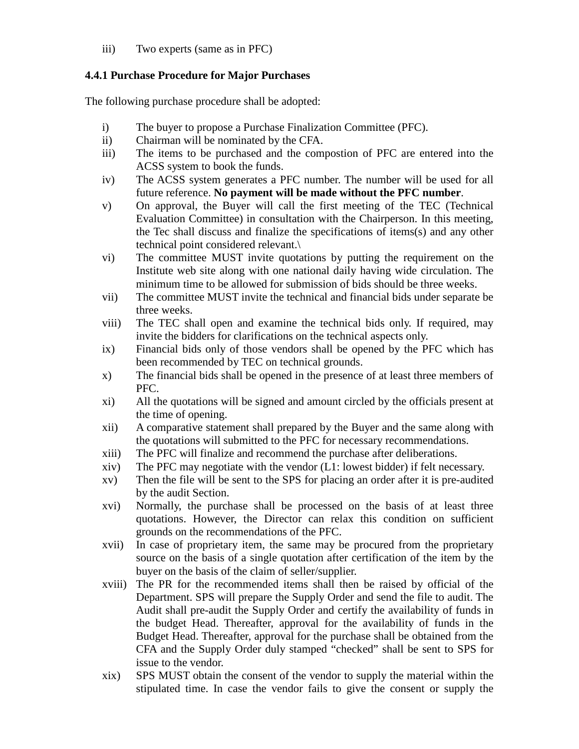iii) Two experts (same as in PFC)

### 4.4.1 Purchase Procedure for Major Purchases

The following purchase procedure shall be adopted:

i) The buyer to propose a Purchase Finalization Committee (PFC).
ii) Chairman will be nominated by the CFA.
iii) The items to be purchased and the compostion of PFC are entered into the ACSS system to book the funds.
iv) The ACSS system generates a PFC number. The number will be used for all future reference. **No payment will be made without the PFC number**.
v) On approval, the Buyer will call the first meeting of the TEC (Technical Evaluation Committee) in consultation with the Chairperson. In this meeting, the Tec shall discuss and finalize the specifications of items(s) and any other technical point considered relevant.\
vi) The committee MUST invite quotations by putting the requirement on the Institute web site along with one national daily having wide circulation. The minimum time to be allowed for submission of bids should be three weeks.
vii) The committee MUST invite the technical and financial bids under separate be three weeks.
viii) The TEC shall open and examine the technical bids only. If required, may invite the bidders for clarifications on the technical aspects only.
ix) Financial bids only of those vendors shall be opened by the PFC which has been recommended by TEC on technical grounds.
x) The financial bids shall be opened in the presence of at least three members of PFC.
xi) All the quotations will be signed and amount circled by the officials present at the time of opening.
xii) A comparative statement shall prepared by the Buyer and the same along with the quotations will submitted to the PFC for necessary recommendations.
xiii) The PFC will finalize and recommend the purchase after deliberations.
xiv) The PFC may negotiate with the vendor (L1: lowest bidder) if felt necessary.
xv) Then the file will be sent to the SPS for placing an order after it is pre-audited by the audit Section.
xvi) Normally, the purchase shall be processed on the basis of at least three quotations. However, the Director can relax this condition on sufficient grounds on the recommendations of the PFC.
xvii) In case of proprietary item, the same may be procured from the proprietary source on the basis of a single quotation after certification of the item by the buyer on the basis of the claim of seller/supplier.
xviii) The PR for the recommended items shall then be raised by official of the Department. SPS will prepare the Supply Order and send the file to audit. The Audit shall pre-audit the Supply Order and certify the availability of funds in the budget Head. Thereafter, approval for the availability of funds in the Budget Head. Thereafter, approval for the purchase shall be obtained from the CFA and the Supply Order duly stamped "checked" shall be sent to SPS for issue to the vendor.
xix) SPS MUST obtain the consent of the vendor to supply the material within the stipulated time. In case the vendor fails to give the consent or supply the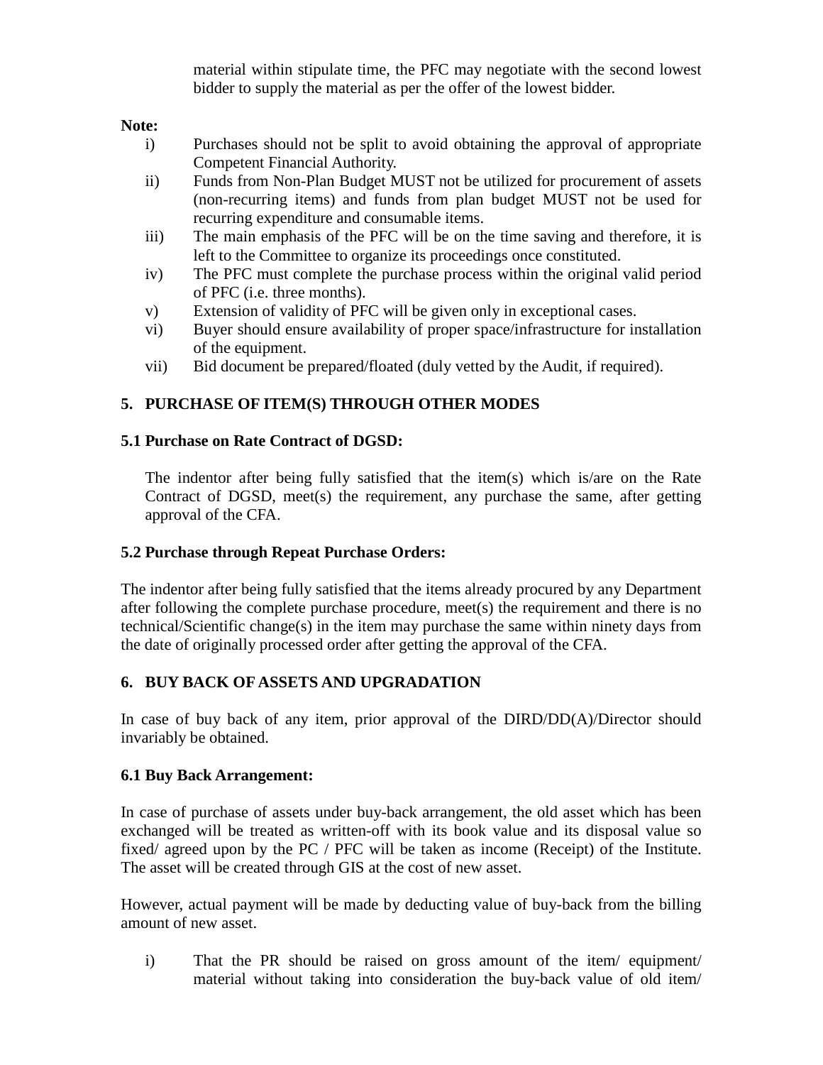material within stipulate time, the PFC may negotiate with the second lowest bidder to supply the material as per the offer of the lowest bidder.

**Note:**

i) Purchases should not be split to avoid obtaining the approval of appropriate Competent Financial Authority.

ii) Funds from Non-Plan Budget MUST not be utilized for procurement of assets (non-recurring items) and funds from plan budget MUST not be used for recurring expenditure and consumable items.

iii) The main emphasis of the PFC will be on the time saving and therefore, it is left to the Committee to organize its proceedings once constituted.

iv) The PFC must complete the purchase process within the original valid period of PFC (i.e. three months).

v) Extension of validity of PFC will be given only in exceptional cases.

vi) Buyer should ensure availability of proper space/infrastructure for installation of the equipment.

vii) Bid document be prepared/floated (duly vetted by the Audit, if required).

## 5. PURCHASE OF ITEM(S) THROUGH OTHER MODES

### 5.1 Purchase on Rate Contract of DGSD:

The indentor after being fully satisfied that the item(s) which is/are on the Rate Contract of DGSD, meet(s) the requirement, any purchase the same, after getting approval of the CFA.

### 5.2 Purchase through Repeat Purchase Orders:

The indentor after being fully satisfied that the items already procured by any Department after following the complete purchase procedure, meet(s) the requirement and there is no technical/Scientific change(s) in the item may purchase the same within ninety days from the date of originally processed order after getting the approval of the CFA.

## 6. BUY BACK OF ASSETS AND UPGRADATION

In case of buy back of any item, prior approval of the DIRD/DD(A)/Director should invariably be obtained.

### 6.1 Buy Back Arrangement:

In case of purchase of assets under buy-back arrangement, the old asset which has been exchanged will be treated as written-off with its book value and its disposal value so fixed/ agreed upon by the PC / PFC will be taken as income (Receipt) of the Institute. The asset will be created through GIS at the cost of new asset.

However, actual payment will be made by deducting value of buy-back from the billing amount of new asset.

i) That the PR should be raised on gross amount of the item/ equipment/ material without taking into consideration the buy-back value of old item/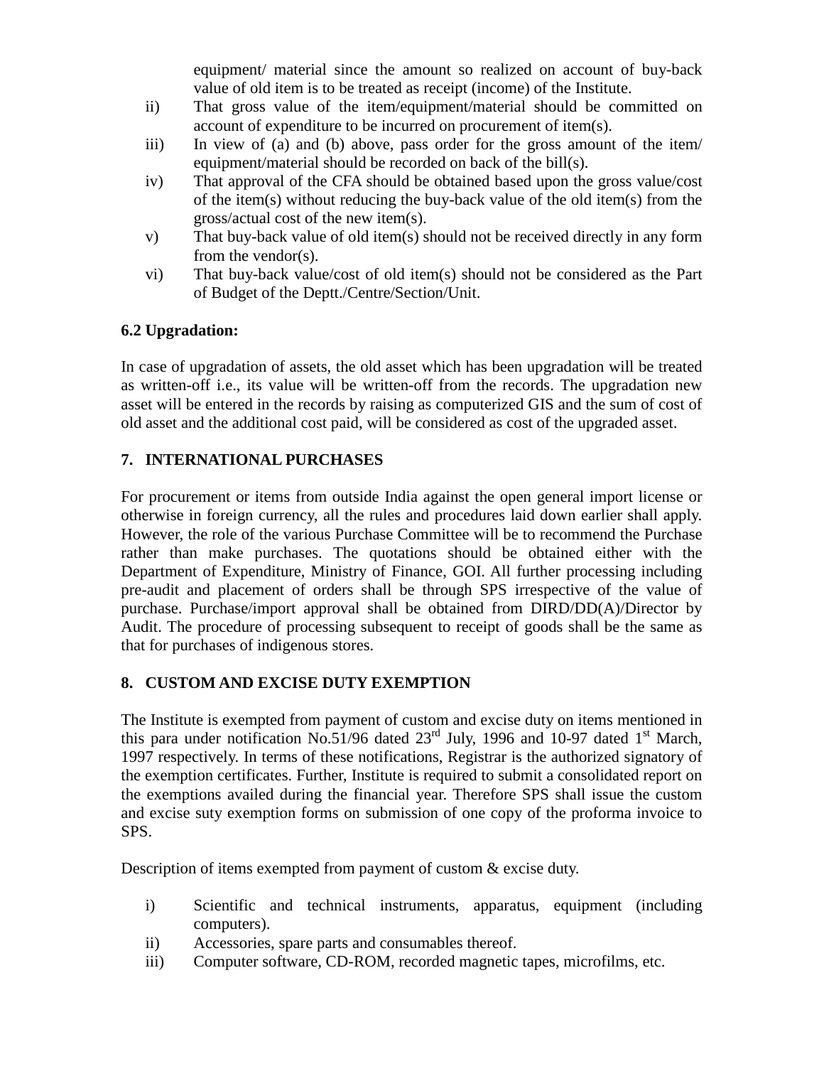equipment/ material since the amount so realized on account of buy-back value of old item is to be treated as receipt (income) of the Institute.

ii) That gross value of the item/equipment/material should be committed on account of expenditure to be incurred on procurement of item(s).

iii) In view of (a) and (b) above, pass order for the gross amount of the item/ equipment/material should be recorded on back of the bill(s).

iv) That approval of the CFA should be obtained based upon the gross value/cost of the item(s) without reducing the buy-back value of the old item(s) from the gross/actual cost of the new item(s).

v) That buy-back value of old item(s) should not be received directly in any form from the vendor(s).

vi) That buy-back value/cost of old item(s) should not be considered as the Part of Budget of the Deptt./Centre/Section/Unit.

**6.2 Upgradation:**

In case of upgradation of assets, the old asset which has been upgradation will be treated as written-off i.e., its value will be written-off from the records. The upgradation new asset will be entered in the records by raising as computerized GIS and the sum of cost of old asset and the additional cost paid, will be considered as cost of the upgraded asset.

## 7. INTERNATIONAL PURCHASES

For procurement or items from outside India against the open general import license or otherwise in foreign currency, all the rules and procedures laid down earlier shall apply. However, the role of the various Purchase Committee will be to recommend the Purchase rather than make purchases. The quotations should be obtained either with the Department of Expenditure, Ministry of Finance, GOI. All further processing including pre-audit and placement of orders shall be through SPS irrespective of the value of purchase. Purchase/import approval shall be obtained from DIRD/DD(A)/Director by Audit. The procedure of processing subsequent to receipt of goods shall be the same as that for purchases of indigenous stores.

## 8. CUSTOM AND EXCISE DUTY EXEMPTION

The Institute is exempted from payment of custom and excise duty on items mentioned in this para under notification No.51/96 dated 23rd July, 1996 and 10-97 dated 1st March, 1997 respectively. In terms of these notifications, Registrar is the authorized signatory of the exemption certificates. Further, Institute is required to submit a consolidated report on the exemptions availed during the financial year. Therefore SPS shall issue the custom and excise suty exemption forms on submission of one copy of the proforma invoice to SPS.

Description of items exempted from payment of custom & excise duty.

i) Scientific and technical instruments, apparatus, equipment (including computers).

ii) Accessories, spare parts and consumables thereof.

iii) Computer software, CD-ROM, recorded magnetic tapes, microfilms, etc.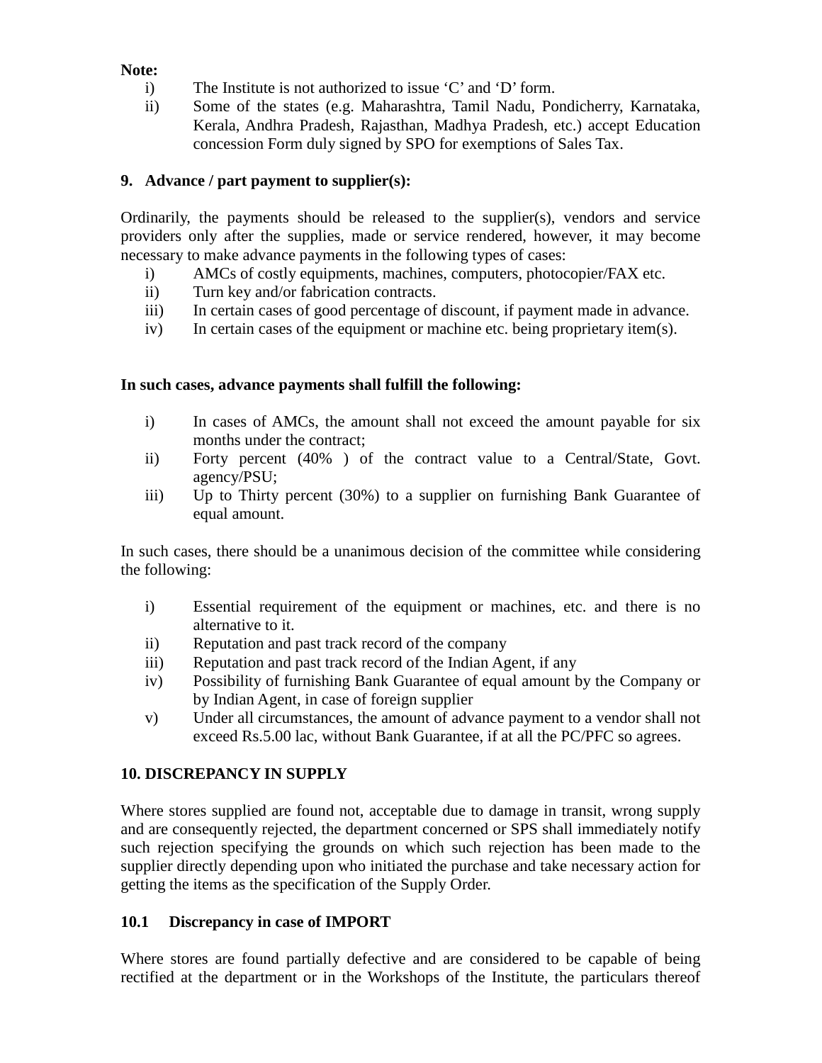**Note:**

i) The Institute is not authorized to issue 'C' and 'D' form.

ii) Some of the states (e.g. Maharashtra, Tamil Nadu, Pondicherry, Karnataka, Kerala, Andhra Pradesh, Rajasthan, Madhya Pradesh, etc.) accept Education concession Form duly signed by SPO for exemptions of Sales Tax.

## 9. Advance / part payment to supplier(s):

Ordinarily, the payments should be released to the supplier(s), vendors and service providers only after the supplies, made or service rendered, however, it may become necessary to make advance payments in the following types of cases:

i) AMCs of costly equipments, machines, computers, photocopier/FAX etc.

ii) Turn key and/or fabrication contracts.

iii) In certain cases of good percentage of discount, if payment made in advance.

iv) In certain cases of the equipment or machine etc. being proprietary item(s).

**In such cases, advance payments shall fulfill the following:**

i) In cases of AMCs, the amount shall not exceed the amount payable for six months under the contract;

ii) Forty percent (40% ) of the contract value to a Central/State, Govt. agency/PSU;

iii) Up to Thirty percent (30%) to a supplier on furnishing Bank Guarantee of equal amount.

In such cases, there should be a unanimous decision of the committee while considering the following:

i) Essential requirement of the equipment or machines, etc. and there is no alternative to it.

ii) Reputation and past track record of the company

iii) Reputation and past track record of the Indian Agent, if any

iv) Possibility of furnishing Bank Guarantee of equal amount by the Company or by Indian Agent, in case of foreign supplier

v) Under all circumstances, the amount of advance payment to a vendor shall not exceed Rs.5.00 lac, without Bank Guarantee, if at all the PC/PFC so agrees.

## 10. DISCREPANCY IN SUPPLY

Where stores supplied are found not, acceptable due to damage in transit, wrong supply and are consequently rejected, the department concerned or SPS shall immediately notify such rejection specifying the grounds on which such rejection has been made to the supplier directly depending upon who initiated the purchase and take necessary action for getting the items as the specification of the Supply Order.

### 10.1 Discrepancy in case of IMPORT

Where stores are found partially defective and are considered to be capable of being rectified at the department or in the Workshops of the Institute, the particulars thereof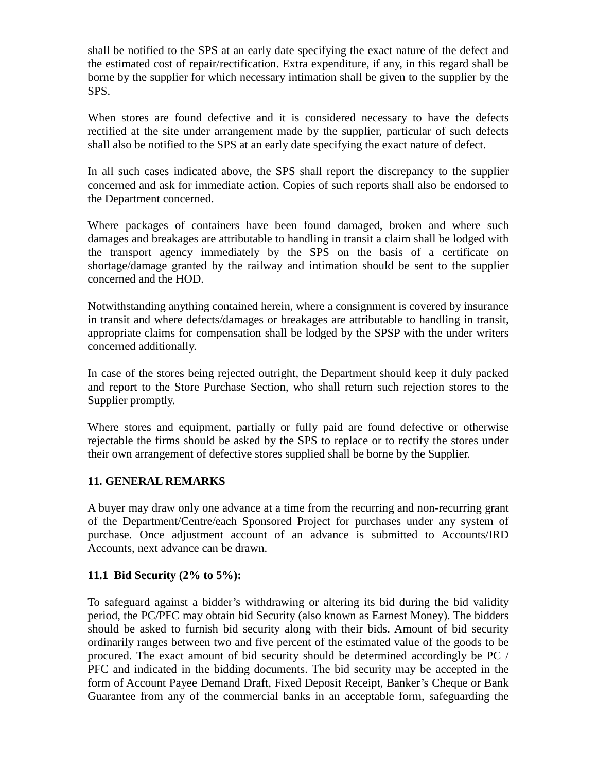shall be notified to the SPS at an early date specifying the exact nature of the defect and the estimated cost of repair/rectification. Extra expenditure, if any, in this regard shall be borne by the supplier for which necessary intimation shall be given to the supplier by the SPS.

When stores are found defective and it is considered necessary to have the defects rectified at the site under arrangement made by the supplier, particular of such defects shall also be notified to the SPS at an early date specifying the exact nature of defect.

In all such cases indicated above, the SPS shall report the discrepancy to the supplier concerned and ask for immediate action. Copies of such reports shall also be endorsed to the Department concerned.

Where packages of containers have been found damaged, broken and where such damages and breakages are attributable to handling in transit a claim shall be lodged with the transport agency immediately by the SPS on the basis of a certificate on shortage/damage granted by the railway and intimation should be sent to the supplier concerned and the HOD.

Notwithstanding anything contained herein, where a consignment is covered by insurance in transit and where defects/damages or breakages are attributable to handling in transit, appropriate claims for compensation shall be lodged by the SPSP with the under writers concerned additionally.

In case of the stores being rejected outright, the Department should keep it duly packed and report to the Store Purchase Section, who shall return such rejection stores to the Supplier promptly.

Where stores and equipment, partially or fully paid are found defective or otherwise rejectable the firms should be asked by the SPS to replace or to rectify the stores under their own arrangement of defective stores supplied shall be borne by the Supplier.

## 11. GENERAL REMARKS

A buyer may draw only one advance at a time from the recurring and non-recurring grant of the Department/Centre/each Sponsored Project for purchases under any system of purchase. Once adjustment account of an advance is submitted to Accounts/IRD Accounts, next advance can be drawn.

### 11.1 Bid Security (2% to 5%):

To safeguard against a bidder's withdrawing or altering its bid during the bid validity period, the PC/PFC may obtain bid Security (also known as Earnest Money). The bidders should be asked to furnish bid security along with their bids. Amount of bid security ordinarily ranges between two and five percent of the estimated value of the goods to be procured. The exact amount of bid security should be determined accordingly be PC / PFC and indicated in the bidding documents. The bid security may be accepted in the form of Account Payee Demand Draft, Fixed Deposit Receipt, Banker's Cheque or Bank Guarantee from any of the commercial banks in an acceptable form, safeguarding the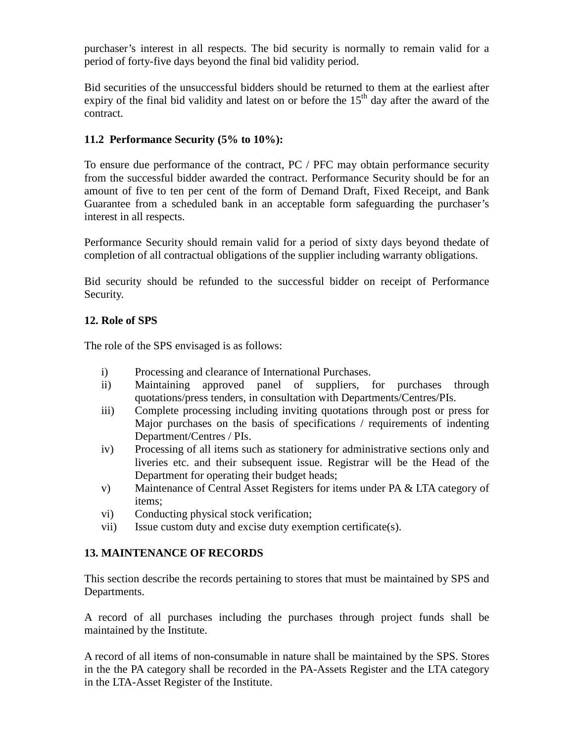purchaser's interest in all respects. The bid security is normally to remain valid for a period of forty-five days beyond the final bid validity period.

Bid securities of the unsuccessful bidders should be returned to them at the earliest after expiry of the final bid validity and latest on or before the 15th day after the award of the contract.

**11.2 Performance Security (5% to 10%):**

To ensure due performance of the contract, PC / PFC may obtain performance security from the successful bidder awarded the contract. Performance Security should be for an amount of five to ten per cent of the form of Demand Draft, Fixed Receipt, and Bank Guarantee from a scheduled bank in an acceptable form safeguarding the purchaser's interest in all respects.

Performance Security should remain valid for a period of sixty days beyond thedate of completion of all contractual obligations of the supplier including warranty obligations.

Bid security should be refunded to the successful bidder on receipt of Performance Security.

**12. Role of SPS**

The role of the SPS envisaged is as follows:

i) Processing and clearance of International Purchases.
ii) Maintaining approved panel of suppliers, for purchases through quotations/press tenders, in consultation with Departments/Centres/PIs.
iii) Complete processing including inviting quotations through post or press for Major purchases on the basis of specifications / requirements of indenting Department/Centres / PIs.
iv) Processing of all items such as stationery for administrative sections only and liveries etc. and their subsequent issue. Registrar will be the Head of the Department for operating their budget heads;
v) Maintenance of Central Asset Registers for items under PA & LTA category of items;
vi) Conducting physical stock verification;
vii) Issue custom duty and excise duty exemption certificate(s).

**13. MAINTENANCE OF RECORDS**

This section describe the records pertaining to stores that must be maintained by SPS and Departments.

A record of all purchases including the purchases through project funds shall be maintained by the Institute.

A record of all items of non-consumable in nature shall be maintained by the SPS. Stores in the the PA category shall be recorded in the PA-Assets Register and the LTA category in the LTA-Asset Register of the Institute.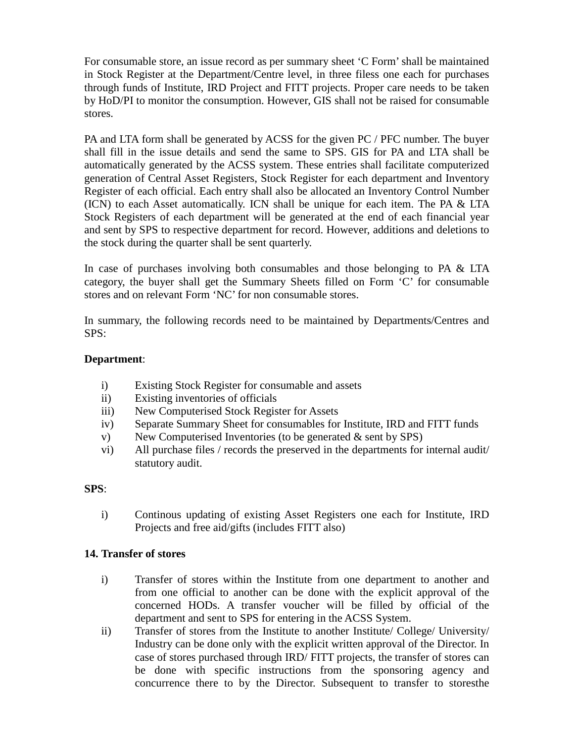For consumable store, an issue record as per summary sheet 'C Form' shall be maintained in Stock Register at the Department/Centre level, in three filess one each for purchases through funds of Institute, IRD Project and FITT projects. Proper care needs to be taken by HoD/PI to monitor the consumption. However, GIS shall not be raised for consumable stores.

PA and LTA form shall be generated by ACSS for the given PC / PFC number. The buyer shall fill in the issue details and send the same to SPS. GIS for PA and LTA shall be automatically generated by the ACSS system. These entries shall facilitate computerized generation of Central Asset Registers, Stock Register for each department and Inventory Register of each official. Each entry shall also be allocated an Inventory Control Number (ICN) to each Asset automatically. ICN shall be unique for each item. The PA & LTA Stock Registers of each department will be generated at the end of each financial year and sent by SPS to respective department for record. However, additions and deletions to the stock during the quarter shall be sent quarterly.

In case of purchases involving both consumables and those belonging to PA & LTA category, the buyer shall get the Summary Sheets filled on Form 'C' for consumable stores and on relevant Form 'NC' for non consumable stores.

In summary, the following records need to be maintained by Departments/Centres and SPS:

**Department**:

i) Existing Stock Register for consumable and assets
ii) Existing inventories of officials
iii) New Computerised Stock Register for Assets
iv) Separate Summary Sheet for consumables for Institute, IRD and FITT funds
v) New Computerised Inventories (to be generated & sent by SPS)
vi) All purchase files / records the preserved in the departments for internal audit/ statutory audit.

**SPS**:

i) Continous updating of existing Asset Registers one each for Institute, IRD Projects and free aid/gifts (includes FITT also)

**14. Transfer of stores**

i) Transfer of stores within the Institute from one department to another and from one official to another can be done with the explicit approval of the concerned HODs. A transfer voucher will be filled by official of the department and sent to SPS for entering in the ACSS System.
ii) Transfer of stores from the Institute to another Institute/ College/ University/ Industry can be done only with the explicit written approval of the Director. In case of stores purchased through IRD/ FITT projects, the transfer of stores can be done with specific instructions from the sponsoring agency and concurrence there to by the Director. Subsequent to transfer to storesthe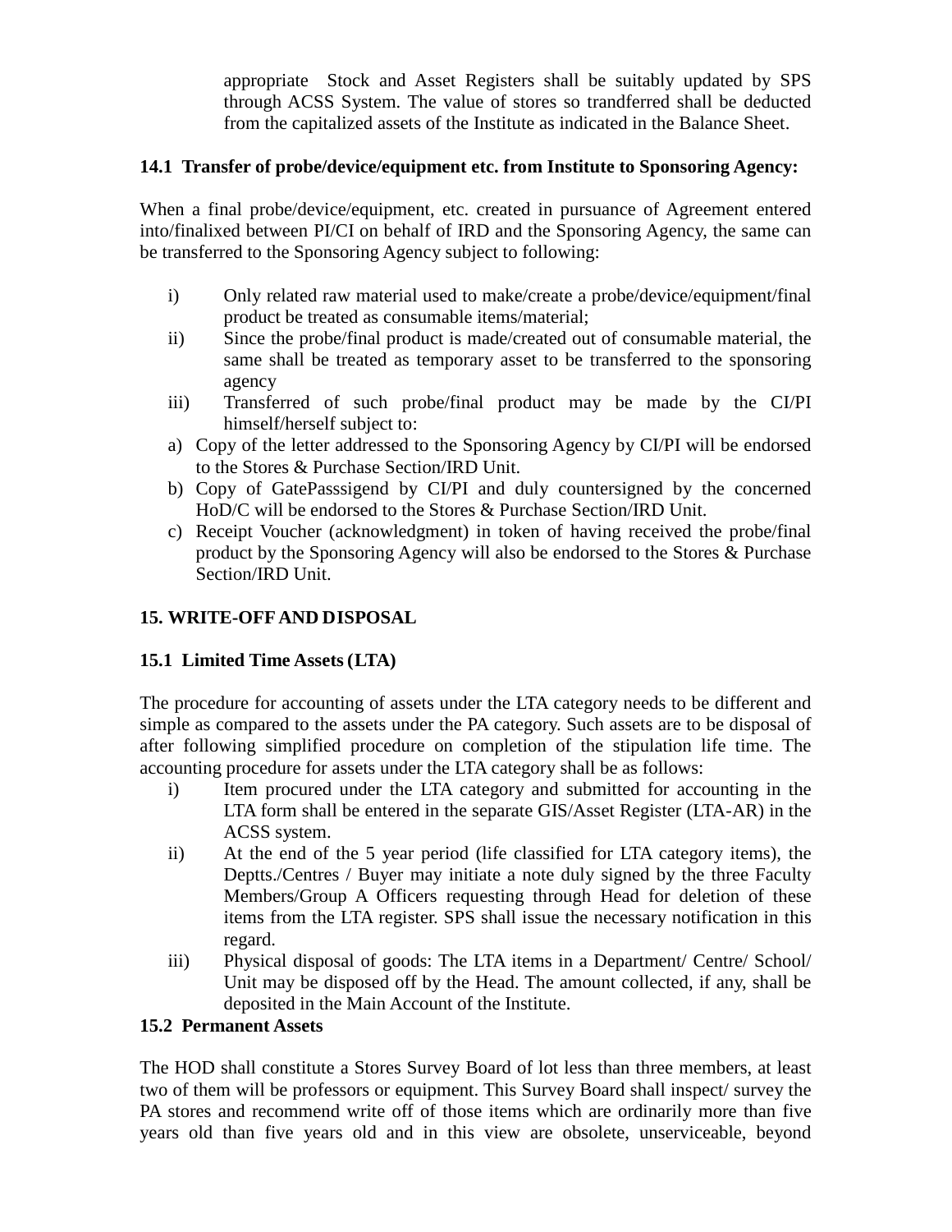appropriate Stock and Asset Registers shall be suitably updated by SPS through ACSS System. The value of stores so trandferred shall be deducted from the capitalized assets of the Institute as indicated in the Balance Sheet.

**14.1 Transfer of probe/device/equipment etc. from Institute to Sponsoring Agency:**

When a final probe/device/equipment, etc. created in pursuance of Agreement entered into/finalixed between PI/CI on behalf of IRD and the Sponsoring Agency, the same can be transferred to the Sponsoring Agency subject to following:

i) Only related raw material used to make/create a probe/device/equipment/final product be treated as consumable items/material;

ii) Since the probe/final product is made/created out of consumable material, the same shall be treated as temporary asset to be transferred to the sponsoring agency

iii) Transferred of such probe/final product may be made by the CI/PI himself/herself subject to:

a) Copy of the letter addressed to the Sponsoring Agency by CI/PI will be endorsed to the Stores & Purchase Section/IRD Unit.

b) Copy of GatePasssigend by CI/PI and duly countersigned by the concerned HoD/C will be endorsed to the Stores & Purchase Section/IRD Unit.

c) Receipt Voucher (acknowledgment) in token of having received the probe/final product by the Sponsoring Agency will also be endorsed to the Stores & Purchase Section/IRD Unit.

**15. WRITE-OFF AND DISPOSAL**

**15.1 Limited Time Assets (LTA)**

The procedure for accounting of assets under the LTA category needs to be different and simple as compared to the assets under the PA category. Such assets are to be disposal of after following simplified procedure on completion of the stipulation life time. The accounting procedure for assets under the LTA category shall be as follows:

i) Item procured under the LTA category and submitted for accounting in the LTA form shall be entered in the separate GIS/Asset Register (LTA-AR) in the ACSS system.

ii) At the end of the 5 year period (life classified for LTA category items), the Deptts./Centres / Buyer may initiate a note duly signed by the three Faculty Members/Group A Officers requesting through Head for deletion of these items from the LTA register. SPS shall issue the necessary notification in this regard.

iii) Physical disposal of goods: The LTA items in a Department/ Centre/ School/ Unit may be disposed off by the Head. The amount collected, if any, shall be deposited in the Main Account of the Institute.

**15.2 Permanent Assets**

The HOD shall constitute a Stores Survey Board of lot less than three members, at least two of them will be professors or equipment. This Survey Board shall inspect/ survey the PA stores and recommend write off of those items which are ordinarily more than five years old than five years old and in this view are obsolete, unserviceable, beyond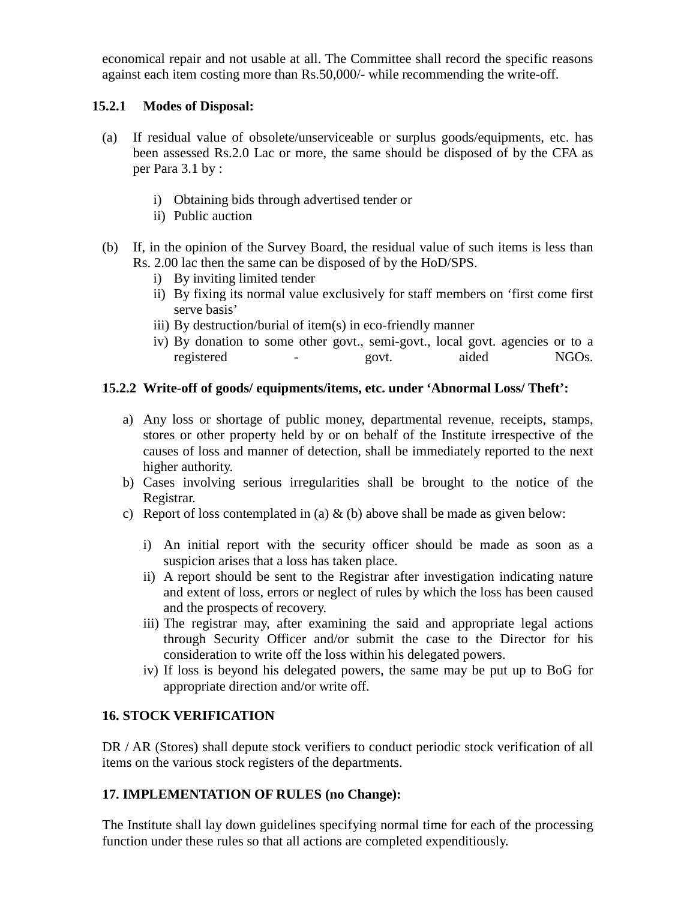economical repair and not usable at all. The Committee shall record the specific reasons against each item costing more than Rs.50,000/- while recommending the write-off.

**15.2.1 Modes of Disposal:**

(a) If residual value of obsolete/unserviceable or surplus goods/equipments, etc. has been assessed Rs.2.0 Lac or more, the same should be disposed of by the CFA as per Para 3.1 by :

i) Obtaining bids through advertised tender or
ii) Public auction

(b) If, in the opinion of the Survey Board, the residual value of such items is less than Rs. 2.00 lac then the same can be disposed of by the HoD/SPS.

i) By inviting limited tender
ii) By fixing its normal value exclusively for staff members on 'first come first serve basis'
iii) By destruction/burial of item(s) in eco-friendly manner
iv) By donation to some other govt., semi-govt., local govt. agencies or to a registered - govt. aided NGOs.

**15.2.2 Write-off of goods/ equipments/items, etc. under 'Abnormal Loss/ Theft':**

a) Any loss or shortage of public money, departmental revenue, receipts, stamps, stores or other property held by or on behalf of the Institute irrespective of the causes of loss and manner of detection, shall be immediately reported to the next higher authority.
b) Cases involving serious irregularities shall be brought to the notice of the Registrar.
c) Report of loss contemplated in (a) & (b) above shall be made as given below:

i) An initial report with the security officer should be made as soon as a suspicion arises that a loss has taken place.
ii) A report should be sent to the Registrar after investigation indicating nature and extent of loss, errors or neglect of rules by which the loss has been caused and the prospects of recovery.
iii) The registrar may, after examining the said and appropriate legal actions through Security Officer and/or submit the case to the Director for his consideration to write off the loss within his delegated powers.
iv) If loss is beyond his delegated powers, the same may be put up to BoG for appropriate direction and/or write off.

**16. STOCK VERIFICATION**

DR / AR (Stores) shall depute stock verifiers to conduct periodic stock verification of all items on the various stock registers of the departments.

**17. IMPLEMENTATION OF RULES (no Change):**

The Institute shall lay down guidelines specifying normal time for each of the processing function under these rules so that all actions are completed expenditiously.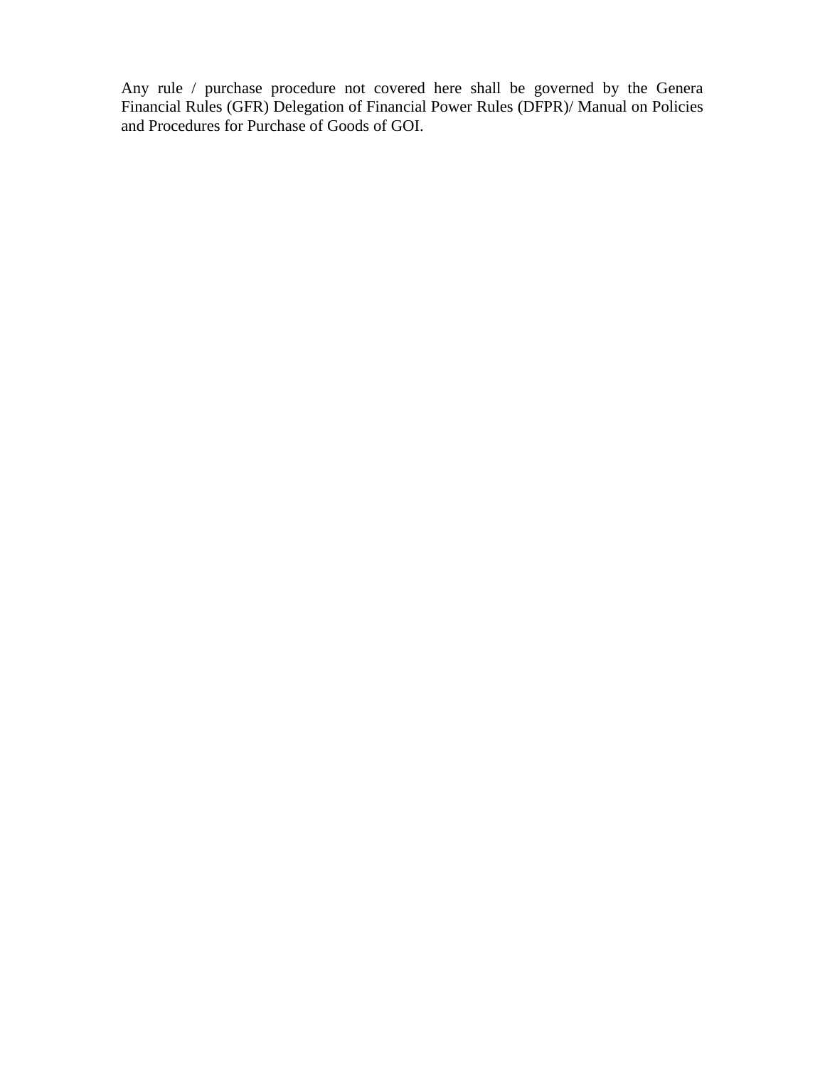Any rule / purchase procedure not covered here shall be governed by the Genera Financial Rules (GFR) Delegation of Financial Power Rules (DFPR)/ Manual on Policies and Procedures for Purchase of Goods of GOI.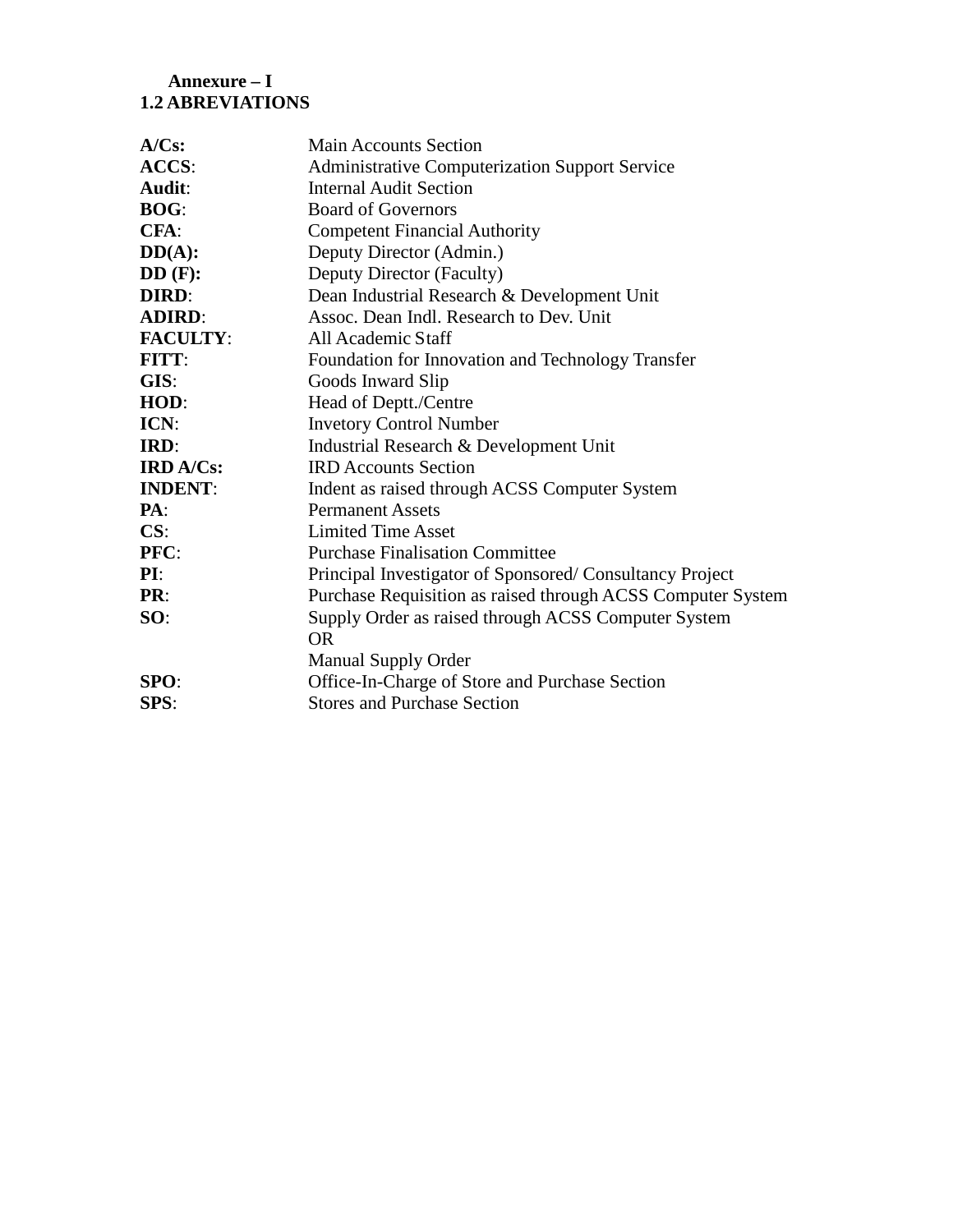**Annexure – I**

**1.2 ABREVIATIONS**

| | |
|---|---|
| **A/Cs:** | Main Accounts Section |
| **ACCS**: | Administrative Computerization Support Service |
| **Audit**: | Internal Audit Section |
| **BOG**: | Board of Governors |
| **CFA**: | Competent Financial Authority |
| **DD(A):** | Deputy Director (Admin.) |
| **DD (F):** | Deputy Director (Faculty) |
| **DIRD**: | Dean Industrial Research & Development Unit |
| **ADIRD**: | Assoc. Dean Indl. Research to Dev. Unit |
| **FACULTY**: | All Academic Staff |
| **FITT**: | Foundation for Innovation and Technology Transfer |
| **GIS**: | Goods Inward Slip |
| **HOD**: | Head of Deptt./Centre |
| **ICN**: | Invetory Control Number |
| **IRD**: | Industrial Research & Development Unit |
| **IRD A/Cs:** | IRD Accounts Section |
| **INDENT**: | Indent as raised through ACSS Computer System |
| **PA**: | Permanent Assets |
| **CS**: | Limited Time Asset |
| **PFC**: | Purchase Finalisation Committee |
| **PI**: | Principal Investigator of Sponsored/ Consultancy Project |
| **PR**: | Purchase Requisition as raised through ACSS Computer System |
| **SO**: | Supply Order as raised through ACSS Computer System OR Manual Supply Order |
| **SPO**: | Office-In-Charge of Store and Purchase Section |
| **SPS**: | Stores and Purchase Section |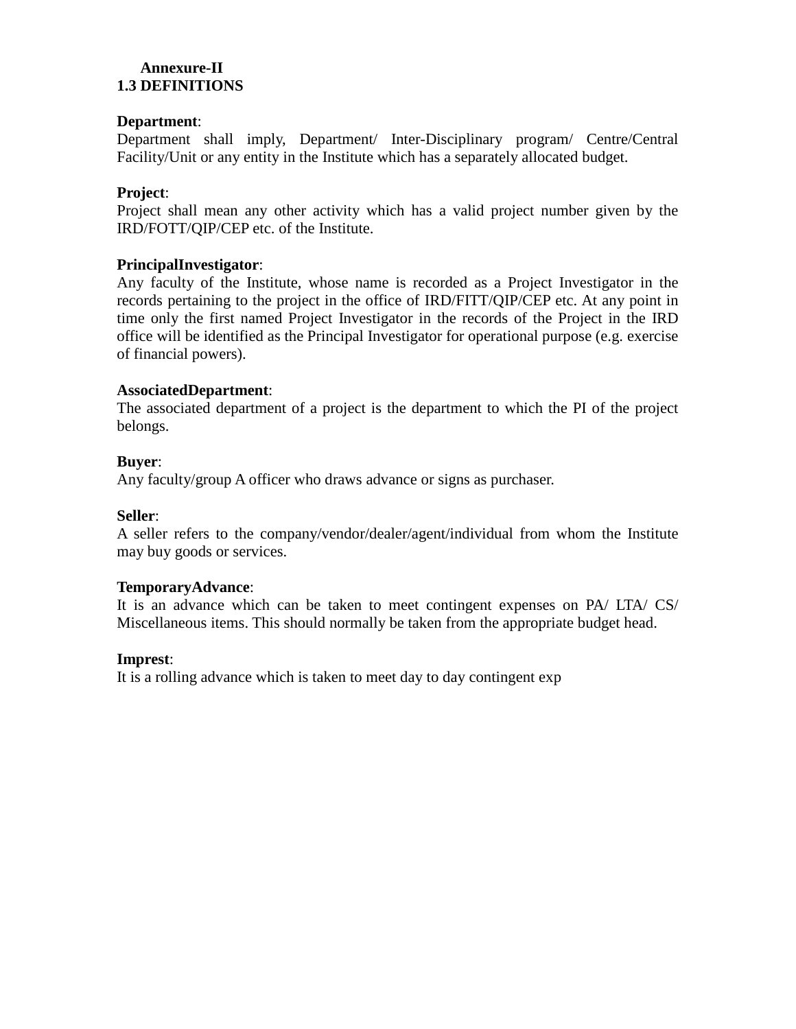**Annexure-II**

**1.3 DEFINITIONS**

**Department**:
Department shall imply, Department/ Inter-Disciplinary program/ Centre/Central Facility/Unit or any entity in the Institute which has a separately allocated budget.

**Project**:
Project shall mean any other activity which has a valid project number given by the IRD/FOTT/QIP/CEP etc. of the Institute.

**PrincipalInvestigator**:
Any faculty of the Institute, whose name is recorded as a Project Investigator in the records pertaining to the project in the office of IRD/FITT/QIP/CEP etc. At any point in time only the first named Project Investigator in the records of the Project in the IRD office will be identified as the Principal Investigator for operational purpose (e.g. exercise of financial powers).

**AssociatedDepartment**:
The associated department of a project is the department to which the PI of the project belongs.

**Buyer**:
Any faculty/group A officer who draws advance or signs as purchaser.

**Seller**:
A seller refers to the company/vendor/dealer/agent/individual from whom the Institute may buy goods or services.

**TemporaryAdvance**:
It is an advance which can be taken to meet contingent expenses on PA/ LTA/ CS/ Miscellaneous items. This should normally be taken from the appropriate budget head.

**Imprest**:
It is a rolling advance which is taken to meet day to day contingent exp